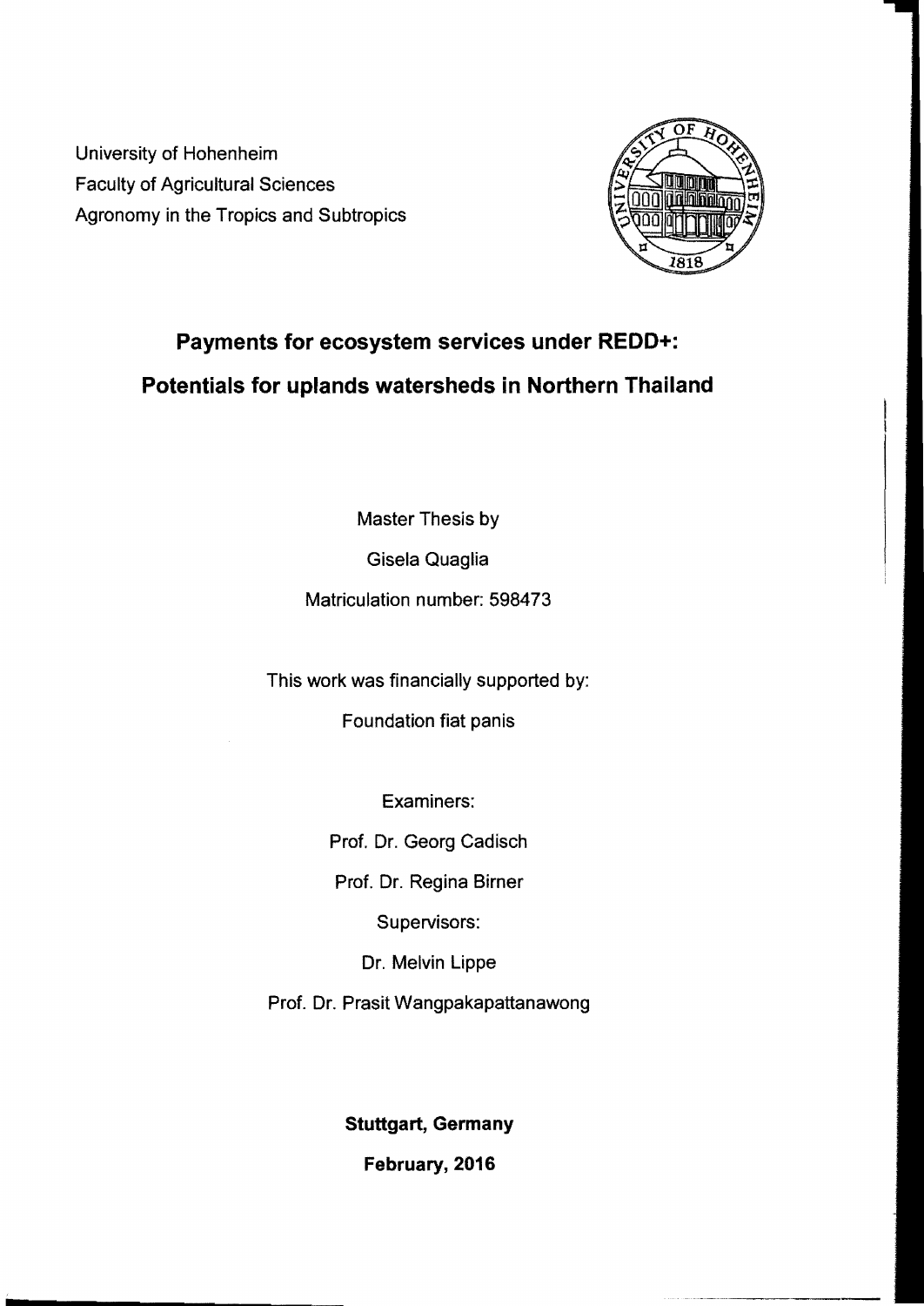University of Hohenheim
Faculty of Agricultural Sciences
Agronomy in the Tropics and Subtropics

# Payments for ecosystem services under REDD+: Potentials for uplands watersheds in Northern Thailand

Master Thesis by

Gisela Quaglia

Matriculation number: 598473

This work was financially supported by:

Foundation fiat panis

Examiners:

Prof. Dr. Georg Cadisch

Prof. Dr. Regina Birner

Supervisors:

Dr. Melvin Lippe

Prof. Dr. Prasit Wangpakapattanawong

**Stuttgart, Germany**

**February, 2016**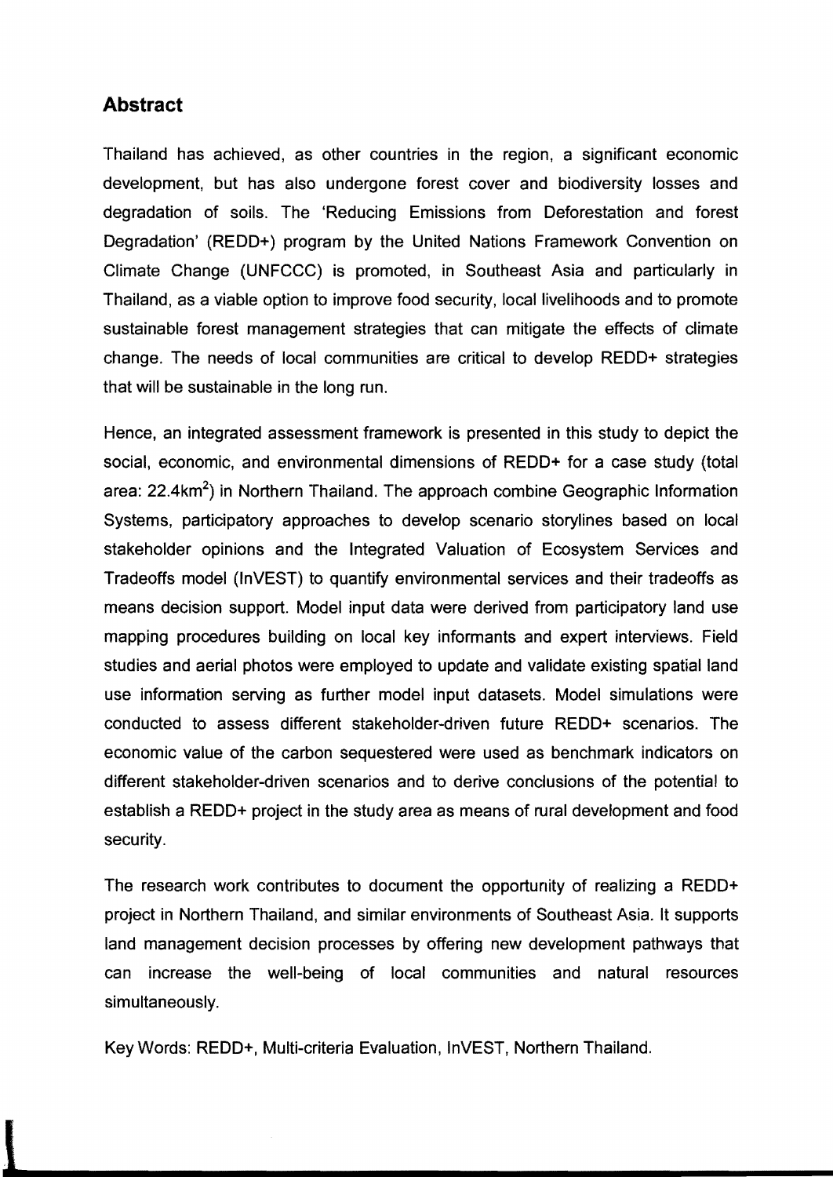## Abstract

Thailand has achieved, as other countries in the region, a significant economic development, but has also undergone forest cover and biodiversity losses and degradation of soils. The 'Reducing Emissions from Deforestation and forest Degradation' (REDD+) program by the United Nations Framework Convention on Climate Change (UNFCCC) is promoted, in Southeast Asia and particularly in Thailand, as a viable option to improve food security, local livelihoods and to promote sustainable forest management strategies that can mitigate the effects of climate change. The needs of local communities are critical to develop REDD+ strategies that will be sustainable in the long run.

Hence, an integrated assessment framework is presented in this study to depict the social, economic, and environmental dimensions of REDD+ for a case study (total area: 22.4km$^2$) in Northern Thailand. The approach combine Geographic Information Systems, participatory approaches to develop scenario storylines based on local stakeholder opinions and the Integrated Valuation of Ecosystem Services and Tradeoffs model (InVEST) to quantify environmental services and their tradeoffs as means decision support. Model input data were derived from participatory land use mapping procedures building on local key informants and expert interviews. Field studies and aerial photos were employed to update and validate existing spatial land use information serving as further model input datasets. Model simulations were conducted to assess different stakeholder-driven future REDD+ scenarios. The economic value of the carbon sequestered were used as benchmark indicators on different stakeholder-driven scenarios and to derive conclusions of the potential to establish a REDD+ project in the study area as means of rural development and food security.

The research work contributes to document the opportunity of realizing a REDD+ project in Northern Thailand, and similar environments of Southeast Asia. It supports land management decision processes by offering new development pathways that can increase the well-being of local communities and natural resources simultaneously.

Key Words: REDD+, Multi-criteria Evaluation, InVEST, Northern Thailand.